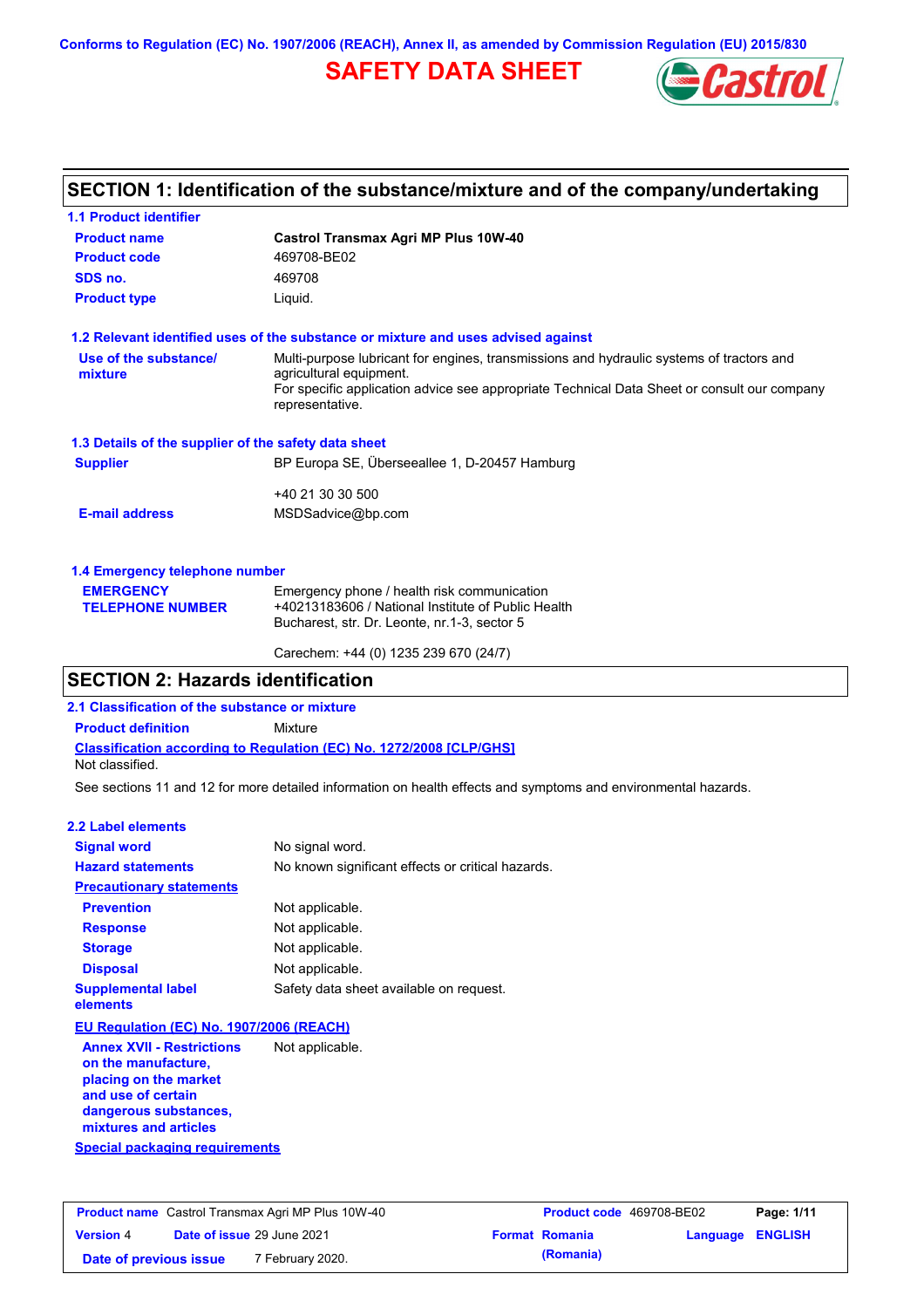Conforms to Regulation (EC) No. 1907/2006 (REACH), Annex II, as amended by Commission Regulation (EU) 2015/830

# SAFETY DATA SHEET

## SECTION 1: Identification of the substance/mixture and of the company/undertaking

### 1.1 Product identifier

| | |
|---|---|
| **Product name** | **Castrol Transmax Agri MP Plus 10W-40** |
| **Product code** | 469708-BE02 |
| **SDS no.** | 469708 |
| **Product type** | Liquid. |

### 1.2 Relevant identified uses of the substance or mixture and uses advised against

**Use of the substance/ mixture**: Multi-purpose lubricant for engines, transmissions and hydraulic systems of tractors and agricultural equipment.
For specific application advice see appropriate Technical Data Sheet or consult our company representative.

### 1.3 Details of the supplier of the safety data sheet

**Supplier**: BP Europa SE, Überseeallee 1, D-20457 Hamburg

+40 21 30 30 500

**E-mail address**: MSDSadvice@bp.com

### 1.4 Emergency telephone number

**EMERGENCY TELEPHONE NUMBER**: Emergency phone / health risk communication
+40213183606 / National Institute of Public Health
Bucharest, str. Dr. Leonte, nr.1-3, sector 5

Carechem: +44 (0) 1235 239 670 (24/7)

## SECTION 2: Hazards identification

### 2.1 Classification of the substance or mixture

**Product definition**: Mixture

**Classification according to Regulation (EC) No. 1272/2008 [CLP/GHS]**

Not classified.

See sections 11 and 12 for more detailed information on health effects and symptoms and environmental hazards.

### 2.2 Label elements

**Signal word**: No signal word.

**Hazard statements**: No known significant effects or critical hazards.

**Precautionary statements**

**Prevention**: Not applicable.

**Response**: Not applicable.

**Storage**: Not applicable.

**Disposal**: Not applicable.

**Supplemental label elements**: Safety data sheet available on request.

**EU Regulation (EC) No. 1907/2006 (REACH)**

**Annex XVII - Restrictions on the manufacture, placing on the market and use of certain dangerous substances, mixtures and articles**: Not applicable.

**Special packaging requirements**

| **Product name** Castrol Transmax Agri MP Plus 10W-40 | | **Product code** 469708-BE02 | |
|---|---|---|---|
| **Version** 4 | **Date of issue** 29 June 2021 | **Format** Romania (Romania) | **Language** ENGLISH |
| **Date of previous issue** | 7 February 2020. | | |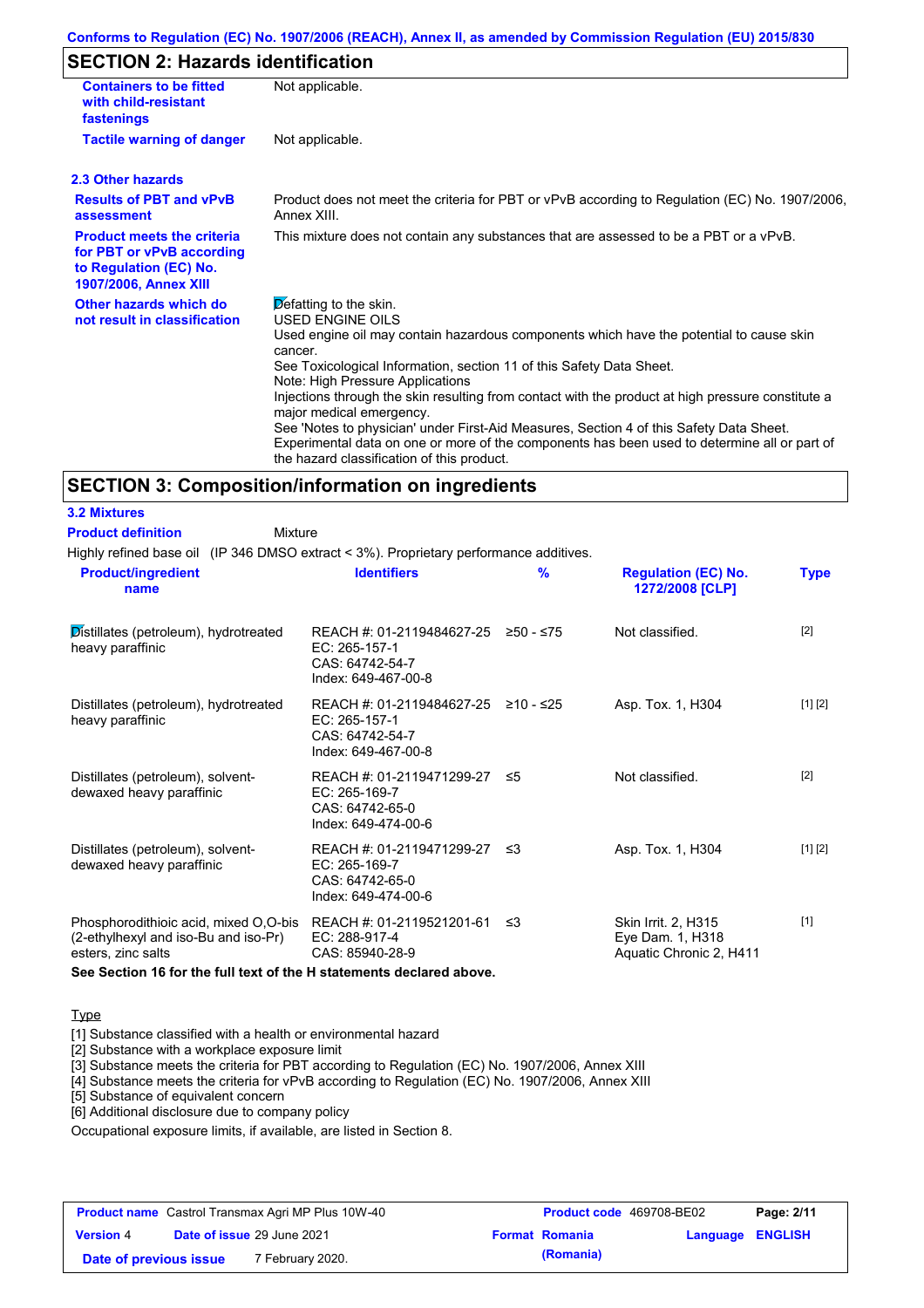Conforms to Regulation (EC) No. 1907/2006 (REACH), Annex II, as amended by Commission Regulation (EU) 2015/830

## SECTION 2: Hazards identification

| | |
|---|---|
| **Containers to be fitted with child-resistant fastenings** | Not applicable. |
| **Tactile warning of danger** | Not applicable. |

### 2.3 Other hazards

| | |
|---|---|
| **Results of PBT and vPvB assessment** | Product does not meet the criteria for PBT or vPvB according to Regulation (EC) No. 1907/2006, Annex XIII. |
| **Product meets the criteria for PBT or vPvB according to Regulation (EC) No. 1907/2006, Annex XIII** | This mixture does not contain any substances that are assessed to be a PBT or a vPvB. |
| **Other hazards which do not result in classification** | Defatting to the skin.<br>USED ENGINE OILS<br>Used engine oil may contain hazardous components which have the potential to cause skin cancer.<br>See Toxicological Information, section 11 of this Safety Data Sheet.<br>Note: High Pressure Applications<br>Injections through the skin resulting from contact with the product at high pressure constitute a major medical emergency.<br>See 'Notes to physician' under First-Aid Measures, Section 4 of this Safety Data Sheet.<br>Experimental data on one or more of the components has been used to determine all or part of the hazard classification of this product. |

## SECTION 3: Composition/information on ingredients

### 3.2 Mixtures

**Product definition** Mixture

Highly refined base oil (IP 346 DMSO extract < 3%). Proprietary performance additives.

| Product/ingredient name | Identifiers | % | Regulation (EC) No. 1272/2008 [CLP] | Type |
|---|---|---|---|---|
| Distillates (petroleum), hydrotreated heavy paraffinic | REACH #: 01-2119484627-25<br>EC: 265-157-1<br>CAS: 64742-54-7<br>Index: 649-467-00-8 | ≥50 - ≤75 | Not classified. | [2] |
| Distillates (petroleum), hydrotreated heavy paraffinic | REACH #: 01-2119484627-25<br>EC: 265-157-1<br>CAS: 64742-54-7<br>Index: 649-467-00-8 | ≥10 - ≤25 | Asp. Tox. 1, H304 | [1] [2] |
| Distillates (petroleum), solvent-dewaxed heavy paraffinic | REACH #: 01-2119471299-27<br>EC: 265-169-7<br>CAS: 64742-65-0<br>Index: 649-474-00-6 | ≤5 | Not classified. | [2] |
| Distillates (petroleum), solvent-dewaxed heavy paraffinic | REACH #: 01-2119471299-27<br>EC: 265-169-7<br>CAS: 64742-65-0<br>Index: 649-474-00-6 | ≤3 | Asp. Tox. 1, H304 | [1] [2] |
| Phosphorodithioic acid, mixed O,O-bis (2-ethylhexyl and iso-Bu and iso-Pr) esters, zinc salts | REACH #: 01-2119521201-61<br>EC: 288-917-4<br>CAS: 85940-28-9 | ≤3 | Skin Irrit. 2, H315<br>Eye Dam. 1, H318<br>Aquatic Chronic 2, H411 | [1] |

**See Section 16 for the full text of the H statements declared above.**

Type

[1] Substance classified with a health or environmental hazard
[2] Substance with a workplace exposure limit
[3] Substance meets the criteria for PBT according to Regulation (EC) No. 1907/2006, Annex XIII
[4] Substance meets the criteria for vPvB according to Regulation (EC) No. 1907/2006, Annex XIII
[5] Substance of equivalent concern
[6] Additional disclosure due to company policy

Occupational exposure limits, if available, are listed in Section 8.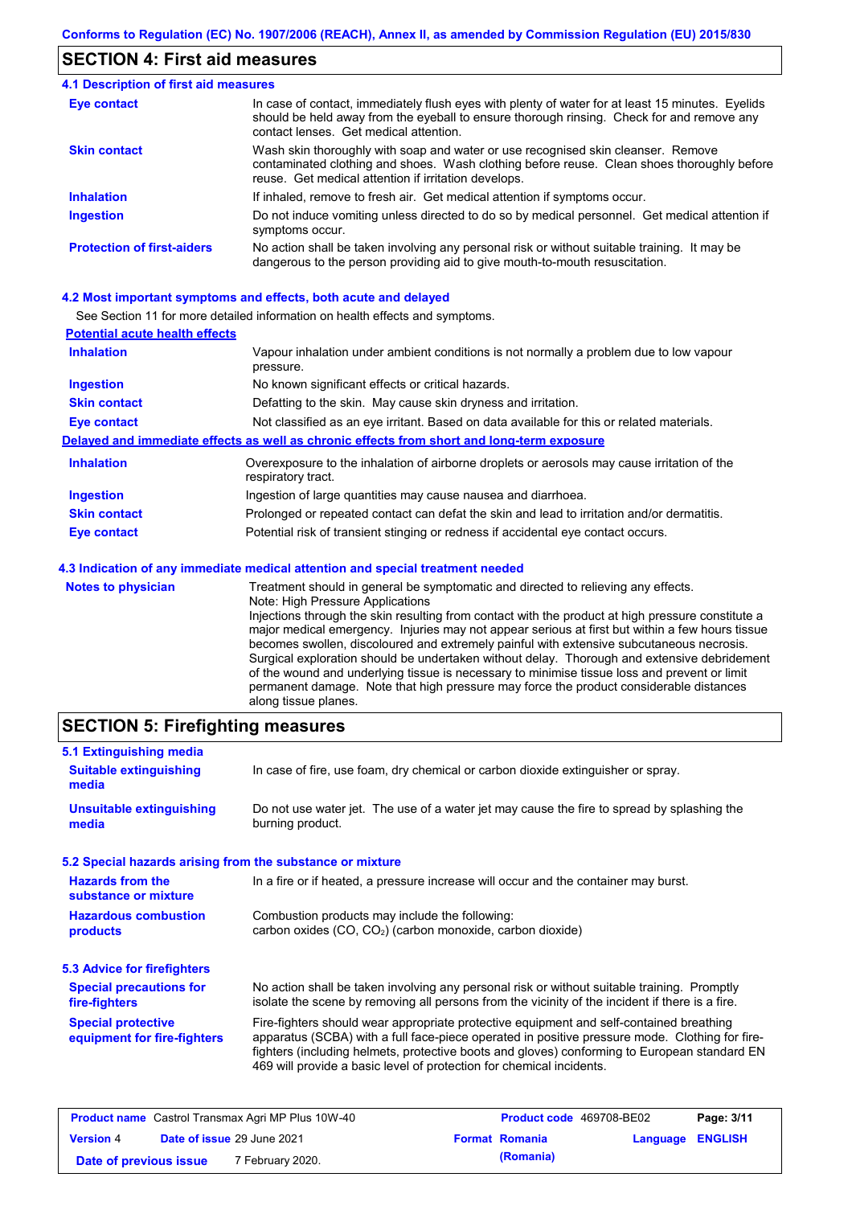## SECTION 4: First aid measures

### 4.1 Description of first aid measures

| | |
|---|---|
| **Eye contact** | In case of contact, immediately flush eyes with plenty of water for at least 15 minutes. Eyelids should be held away from the eyeball to ensure thorough rinsing. Check for and remove any contact lenses. Get medical attention. |
| **Skin contact** | Wash skin thoroughly with soap and water or use recognised skin cleanser. Remove contaminated clothing and shoes. Wash clothing before reuse. Clean shoes thoroughly before reuse. Get medical attention if irritation develops. |
| **Inhalation** | If inhaled, remove to fresh air. Get medical attention if symptoms occur. |
| **Ingestion** | Do not induce vomiting unless directed to do so by medical personnel. Get medical attention if symptoms occur. |
| **Protection of first-aiders** | No action shall be taken involving any personal risk or without suitable training. It may be dangerous to the person providing aid to give mouth-to-mouth resuscitation. |

### 4.2 Most important symptoms and effects, both acute and delayed

See Section 11 for more detailed information on health effects and symptoms.

**Potential acute health effects**

| | |
|---|---|
| **Inhalation** | Vapour inhalation under ambient conditions is not normally a problem due to low vapour pressure. |
| **Ingestion** | No known significant effects or critical hazards. |
| **Skin contact** | Defatting to the skin. May cause skin dryness and irritation. |
| **Eye contact** | Not classified as an eye irritant. Based on data available for this or related materials. |

**Delayed and immediate effects as well as chronic effects from short and long-term exposure**

| | |
|---|---|
| **Inhalation** | Overexposure to the inhalation of airborne droplets or aerosols may cause irritation of the respiratory tract. |
| **Ingestion** | Ingestion of large quantities may cause nausea and diarrhoea. |
| **Skin contact** | Prolonged or repeated contact can defat the skin and lead to irritation and/or dermatitis. |
| **Eye contact** | Potential risk of transient stinging or redness if accidental eye contact occurs. |

### 4.3 Indication of any immediate medical attention and special treatment needed

| | |
|---|---|
| **Notes to physician** | Treatment should in general be symptomatic and directed to relieving any effects. Note: High Pressure Applications Injections through the skin resulting from contact with the product at high pressure constitute a major medical emergency. Injuries may not appear serious at first but within a few hours tissue becomes swollen, discoloured and extremely painful with extensive subcutaneous necrosis. Surgical exploration should be undertaken without delay. Thorough and extensive debridement of the wound and underlying tissue is necessary to minimise tissue loss and prevent or limit permanent damage. Note that high pressure may force the product considerable distances along tissue planes. |

## SECTION 5: Firefighting measures

### 5.1 Extinguishing media

| | |
|---|---|
| **Suitable extinguishing media** | In case of fire, use foam, dry chemical or carbon dioxide extinguisher or spray. |
| **Unsuitable extinguishing media** | Do not use water jet. The use of a water jet may cause the fire to spread by splashing the burning product. |

### 5.2 Special hazards arising from the substance or mixture

| | |
|---|---|
| **Hazards from the substance or mixture** | In a fire or if heated, a pressure increase will occur and the container may burst. |
| **Hazardous combustion products** | Combustion products may include the following: carbon oxides (CO, $CO_2$) (carbon monoxide, carbon dioxide) |

### 5.3 Advice for firefighters

| | |
|---|---|
| **Special precautions for fire-fighters** | No action shall be taken involving any personal risk or without suitable training. Promptly isolate the scene by removing all persons from the vicinity of the incident if there is a fire. |
| **Special protective equipment for fire-fighters** | Fire-fighters should wear appropriate protective equipment and self-contained breathing apparatus (SCBA) with a full face-piece operated in positive pressure mode. Clothing for fire-fighters (including helmets, protective boots and gloves) conforming to European standard EN 469 will provide a basic level of protection for chemical incidents. |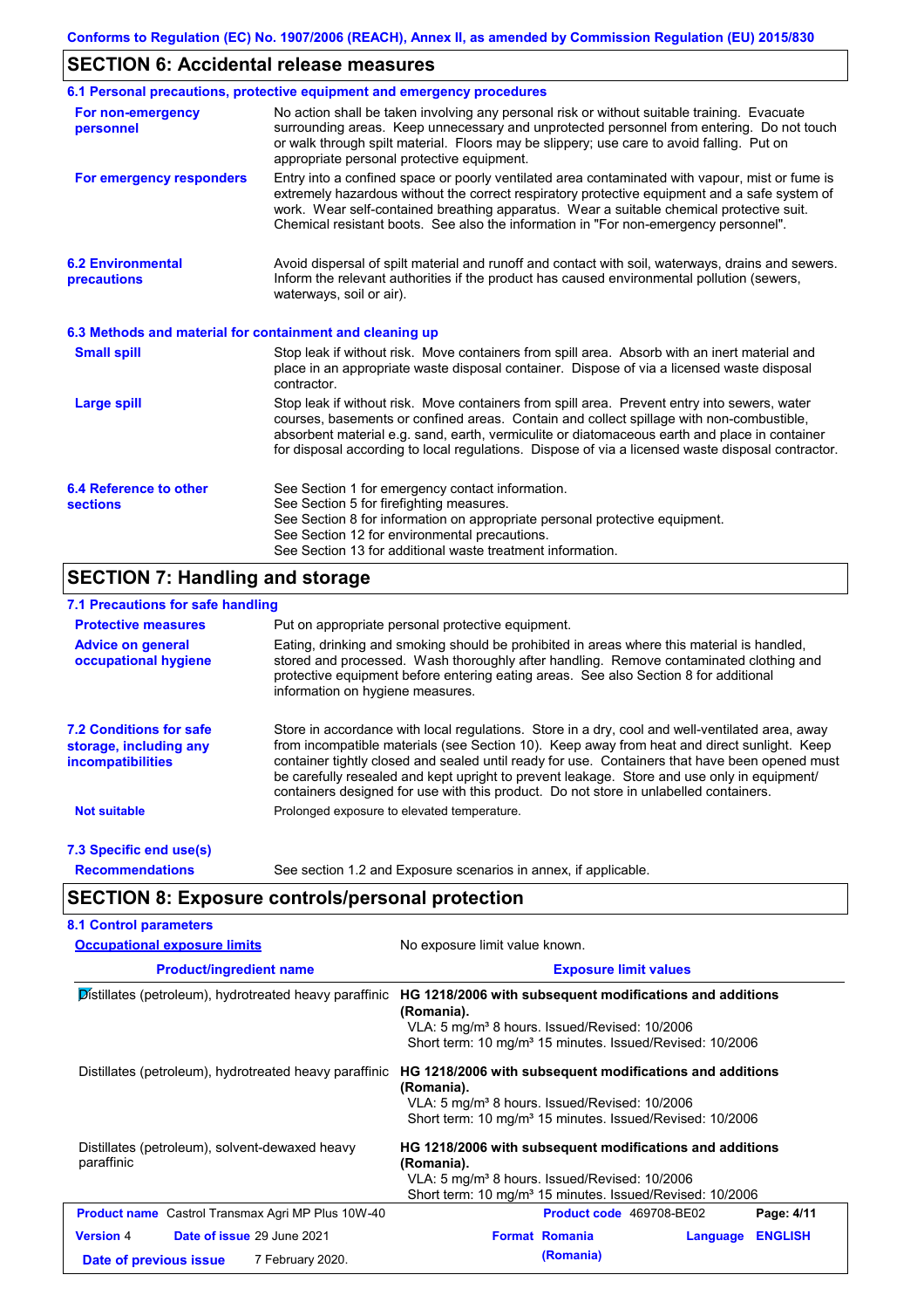## SECTION 6: Accidental release measures

### 6.1 Personal precautions, protective equipment and emergency procedures

**For non-emergency personnel**
No action shall be taken involving any personal risk or without suitable training. Evacuate surrounding areas. Keep unnecessary and unprotected personnel from entering. Do not touch or walk through spilt material. Floors may be slippery; use care to avoid falling. Put on appropriate personal protective equipment.

**For emergency responders**
Entry into a confined space or poorly ventilated area contaminated with vapour, mist or fume is extremely hazardous without the correct respiratory protective equipment and a safe system of work. Wear self-contained breathing apparatus. Wear a suitable chemical protective suit. Chemical resistant boots. See also the information in "For non-emergency personnel".

### 6.2 Environmental precautions

Avoid dispersal of spilt material and runoff and contact with soil, waterways, drains and sewers. Inform the relevant authorities if the product has caused environmental pollution (sewers, waterways, soil or air).

### 6.3 Methods and material for containment and cleaning up

**Small spill**
Stop leak if without risk. Move containers from spill area. Absorb with an inert material and place in an appropriate waste disposal container. Dispose of via a licensed waste disposal contractor.

**Large spill**
Stop leak if without risk. Move containers from spill area. Prevent entry into sewers, water courses, basements or confined areas. Contain and collect spillage with non-combustible, absorbent material e.g. sand, earth, vermiculite or diatomaceous earth and place in container for disposal according to local regulations. Dispose of via a licensed waste disposal contractor.

### 6.4 Reference to other sections

See Section 1 for emergency contact information.
See Section 5 for firefighting measures.
See Section 8 for information on appropriate personal protective equipment.
See Section 12 for environmental precautions.
See Section 13 for additional waste treatment information.

## SECTION 7: Handling and storage

### 7.1 Precautions for safe handling

**Protective measures**
Put on appropriate personal protective equipment.

**Advice on general occupational hygiene**
Eating, drinking and smoking should be prohibited in areas where this material is handled, stored and processed. Wash thoroughly after handling. Remove contaminated clothing and protective equipment before entering eating areas. See also Section 8 for additional information on hygiene measures.

### 7.2 Conditions for safe storage, including any incompatibilities

Store in accordance with local regulations. Store in a dry, cool and well-ventilated area, away from incompatible materials (see Section 10). Keep away from heat and direct sunlight. Keep container tightly closed and sealed until ready for use. Containers that have been opened must be carefully resealed and kept upright to prevent leakage. Store and use only in equipment/ containers designed for use with this product. Do not store in unlabelled containers.

**Not suitable**
Prolonged exposure to elevated temperature.

### 7.3 Specific end use(s)

**Recommendations**
See section 1.2 and Exposure scenarios in annex, if applicable.

## SECTION 8: Exposure controls/personal protection

### 8.1 Control parameters

**Occupational exposure limits**
No exposure limit value known.

| Product/ingredient name | Exposure limit values |
|---|---|
| Distillates (petroleum), hydrotreated heavy paraffinic | **HG 1218/2006 with subsequent modifications and additions (Romania).** VLA: 5 mg/m³ 8 hours. Issued/Revised: 10/2006 Short term: 10 mg/m³ 15 minutes. Issued/Revised: 10/2006 |
| Distillates (petroleum), hydrotreated heavy paraffinic | **HG 1218/2006 with subsequent modifications and additions (Romania).** VLA: 5 mg/m³ 8 hours. Issued/Revised: 10/2006 Short term: 10 mg/m³ 15 minutes. Issued/Revised: 10/2006 |
| Distillates (petroleum), solvent-dewaxed heavy paraffinic | **HG 1218/2006 with subsequent modifications and additions (Romania).** VLA: 5 mg/m³ 8 hours. Issued/Revised: 10/2006 Short term: 10 mg/m³ 15 minutes. Issued/Revised: 10/2006 |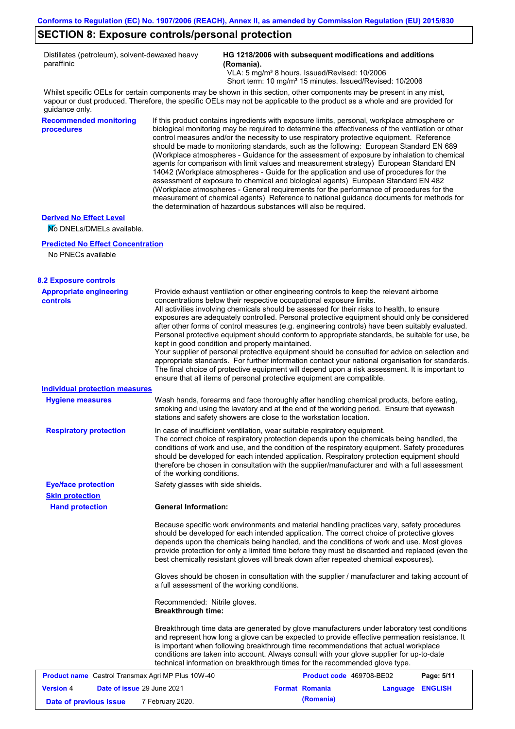## SECTION 8: Exposure controls/personal protection

| | |
|---|---|
| Distillates (petroleum), solvent-dewaxed heavy paraffinic | **HG 1218/2006 with subsequent modifications and additions (Romania).**<br>VLA: 5 mg/m³ 8 hours. Issued/Revised: 10/2006<br>Short term: 10 mg/m³ 15 minutes. Issued/Revised: 10/2006 |

Whilst specific OELs for certain components may be shown in this section, other components may be present in any mist, vapour or dust produced. Therefore, the specific OELs may not be applicable to the product as a whole and are provided for guidance only.

**Recommended monitoring procedures**

If this product contains ingredients with exposure limits, personal, workplace atmosphere or biological monitoring may be required to determine the effectiveness of the ventilation or other control measures and/or the necessity to use respiratory protective equipment. Reference should be made to monitoring standards, such as the following: European Standard EN 689 (Workplace atmospheres - Guidance for the assessment of exposure by inhalation to chemical agents for comparison with limit values and measurement strategy) European Standard EN 14042 (Workplace atmospheres - Guide for the application and use of procedures for the assessment of exposure to chemical and biological agents) European Standard EN 482 (Workplace atmospheres - General requirements for the performance of procedures for the measurement of chemical agents) Reference to national guidance documents for methods for the determination of hazardous substances will also be required.

**Derived No Effect Level**

No DNELs/DMELs available.

**Predicted No Effect Concentration**

No PNECs available

### 8.2 Exposure controls

**Appropriate engineering controls**

Provide exhaust ventilation or other engineering controls to keep the relevant airborne concentrations below their respective occupational exposure limits.
All activities involving chemicals should be assessed for their risks to health, to ensure exposures are adequately controlled. Personal protective equipment should only be considered after other forms of control measures (e.g. engineering controls) have been suitably evaluated. Personal protective equipment should conform to appropriate standards, be suitable for use, be kept in good condition and properly maintained.
Your supplier of personal protective equipment should be consulted for advice on selection and appropriate standards. For further information contact your national organisation for standards. The final choice of protective equipment will depend upon a risk assessment. It is important to ensure that all items of personal protective equipment are compatible.

**Individual protection measures**

**Hygiene measures**

Wash hands, forearms and face thoroughly after handling chemical products, before eating, smoking and using the lavatory and at the end of the working period. Ensure that eyewash stations and safety showers are close to the workstation location.

**Respiratory protection**

In case of insufficient ventilation, wear suitable respiratory equipment.
The correct choice of respiratory protection depends upon the chemicals being handled, the conditions of work and use, and the condition of the respiratory equipment. Safety procedures should be developed for each intended application. Respiratory protection equipment should therefore be chosen in consultation with the supplier/manufacturer and with a full assessment of the working conditions.

**Eye/face protection**

Safety glasses with side shields.

**Skin protection**

**Hand protection**

**General Information:**

Because specific work environments and material handling practices vary, safety procedures should be developed for each intended application. The correct choice of protective gloves depends upon the chemicals being handled, and the conditions of work and use. Most gloves provide protection for only a limited time before they must be discarded and replaced (even the best chemically resistant gloves will break down after repeated chemical exposures).

Gloves should be chosen in consultation with the supplier / manufacturer and taking account of a full assessment of the working conditions.

Recommended: Nitrile gloves.
**Breakthrough time:**

Breakthrough time data are generated by glove manufacturers under laboratory test conditions and represent how long a glove can be expected to provide effective permeation resistance. It is important when following breakthrough time recommendations that actual workplace conditions are taken into account. Always consult with your glove supplier for up-to-date technical information on breakthrough times for the recommended glove type.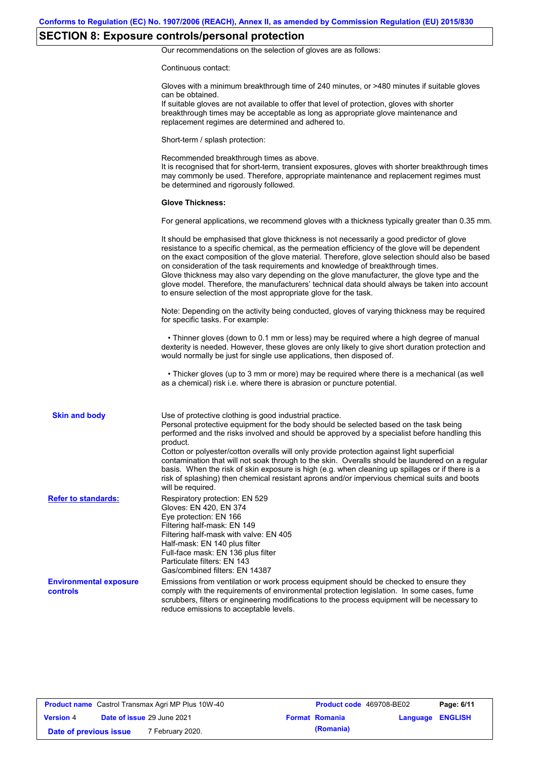## SECTION 8: Exposure controls/personal protection

Our recommendations on the selection of gloves are as follows:

Continuous contact:

Gloves with a minimum breakthrough time of 240 minutes, or >480 minutes if suitable gloves can be obtained.
If suitable gloves are not available to offer that level of protection, gloves with shorter breakthrough times may be acceptable as long as appropriate glove maintenance and replacement regimes are determined and adhered to.

Short-term / splash protection:

Recommended breakthrough times as above.
It is recognised that for short-term, transient exposures, gloves with shorter breakthrough times may commonly be used. Therefore, appropriate maintenance and replacement regimes must be determined and rigorously followed.

**Glove Thickness:**

For general applications, we recommend gloves with a thickness typically greater than 0.35 mm.

It should be emphasised that glove thickness is not necessarily a good predictor of glove resistance to a specific chemical, as the permeation efficiency of the glove will be dependent on the exact composition of the glove material. Therefore, glove selection should also be based on consideration of the task requirements and knowledge of breakthrough times.
Glove thickness may also vary depending on the glove manufacturer, the glove type and the glove model. Therefore, the manufacturers' technical data should always be taken into account to ensure selection of the most appropriate glove for the task.

Note: Depending on the activity being conducted, gloves of varying thickness may be required for specific tasks. For example:

- Thinner gloves (down to 0.1 mm or less) may be required where a high degree of manual dexterity is needed. However, these gloves are only likely to give short duration protection and would normally be just for single use applications, then disposed of.

- Thicker gloves (up to 3 mm or more) may be required where there is a mechanical (as well as a chemical) risk i.e. where there is abrasion or puncture potential.

**Skin and body**

Use of protective clothing is good industrial practice.
Personal protective equipment for the body should be selected based on the task being performed and the risks involved and should be approved by a specialist before handling this product.
Cotton or polyester/cotton overalls will only provide protection against light superficial contamination that will not soak through to the skin. Overalls should be laundered on a regular basis. When the risk of skin exposure is high (e.g. when cleaning up spillages or if there is a risk of splashing) then chemical resistant aprons and/or impervious chemical suits and boots will be required.

**Refer to standards:**

Respiratory protection: EN 529
Gloves: EN 420, EN 374
Eye protection: EN 166
Filtering half-mask: EN 149
Filtering half-mask with valve: EN 405
Half-mask: EN 140 plus filter
Full-face mask: EN 136 plus filter
Particulate filters: EN 143
Gas/combined filters: EN 14387

**Environmental exposure controls**

Emissions from ventilation or work process equipment should be checked to ensure they comply with the requirements of environmental protection legislation. In some cases, fume scrubbers, filters or engineering modifications to the process equipment will be necessary to reduce emissions to acceptable levels.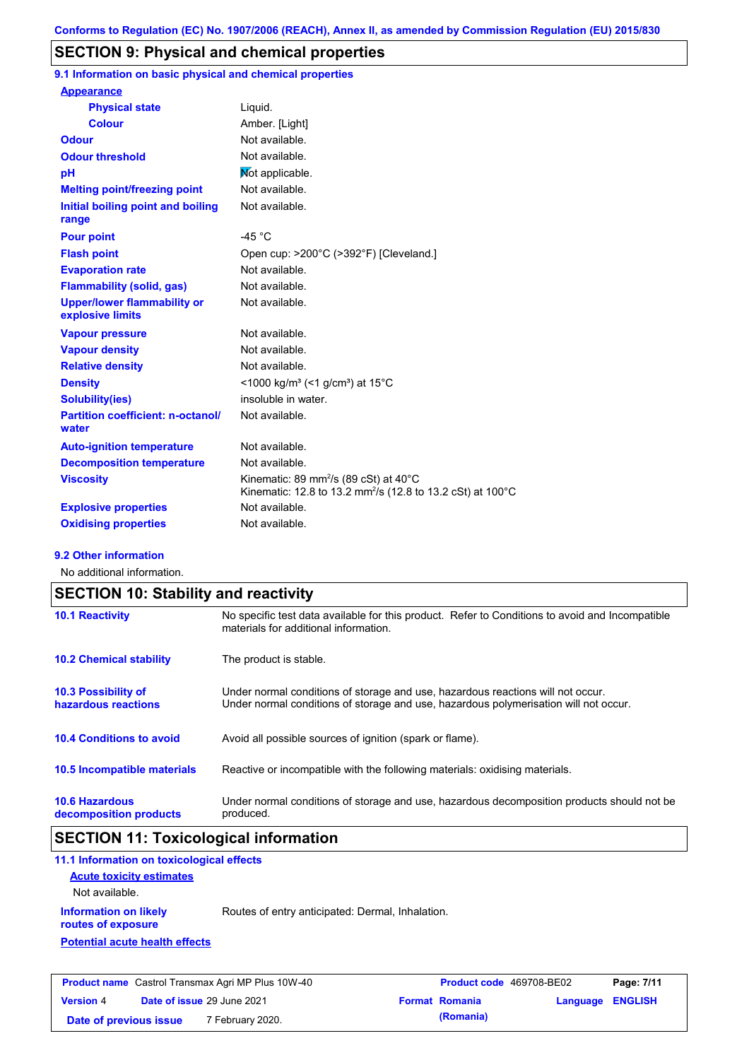Conforms to Regulation (EC) No. 1907/2006 (REACH), Annex II, as amended by Commission Regulation (EU) 2015/830

## SECTION 9: Physical and chemical properties

### 9.1 Information on basic physical and chemical properties

| Property | Value |
|---|---|
| **Appearance** | |
| Physical state | Liquid. |
| Colour | Amber. [Light] |
| Odour | Not available. |
| Odour threshold | Not available. |
| pH | Not applicable. |
| Melting point/freezing point | Not available. |
| Initial boiling point and boiling range | Not available. |
| Pour point | -45 °C |
| Flash point | Open cup: >200°C (>392°F) [Cleveland.] |
| Evaporation rate | Not available. |
| Flammability (solid, gas) | Not available. |
| Upper/lower flammability or explosive limits | Not available. |
| Vapour pressure | Not available. |
| Vapour density | Not available. |
| Relative density | Not available. |
| Density | <1000 kg/m³ (<1 g/cm³) at 15°C |
| Solubility(ies) | insoluble in water. |
| Partition coefficient: n-octanol/ water | Not available. |
| Auto-ignition temperature | Not available. |
| Decomposition temperature | Not available. |
| Viscosity | Kinematic: 89 mm²/s (89 cSt) at 40°C<br>Kinematic: 12.8 to 13.2 mm²/s (12.8 to 13.2 cSt) at 100°C |
| Explosive properties | Not available. |
| Oxidising properties | Not available. |

### 9.2 Other information

No additional information.

## SECTION 10: Stability and reactivity

**10.1 Reactivity**: No specific test data available for this product. Refer to Conditions to avoid and Incompatible materials for additional information.

**10.2 Chemical stability**: The product is stable.

**10.3 Possibility of hazardous reactions**: Under normal conditions of storage and use, hazardous reactions will not occur. Under normal conditions of storage and use, hazardous polymerisation will not occur.

**10.4 Conditions to avoid**: Avoid all possible sources of ignition (spark or flame).

**10.5 Incompatible materials**: Reactive or incompatible with the following materials: oxidising materials.

**10.6 Hazardous decomposition products**: Under normal conditions of storage and use, hazardous decomposition products should not be produced.

## SECTION 11: Toxicological information

### 11.1 Information on toxicological effects

**Acute toxicity estimates**

Not available.

**Information on likely routes of exposure**: Routes of entry anticipated: Dermal, Inhalation.

**Potential acute health effects**

| **Product name** Castrol Transmax Agri MP Plus 10W-40 | **Product code** 469708-BE02 | |
|---|---|---|
| **Version** 4 **Date of issue** 29 June 2021 | **Format** Romania (Romania) | **Language** ENGLISH |
| **Date of previous issue** 7 February 2020. | | |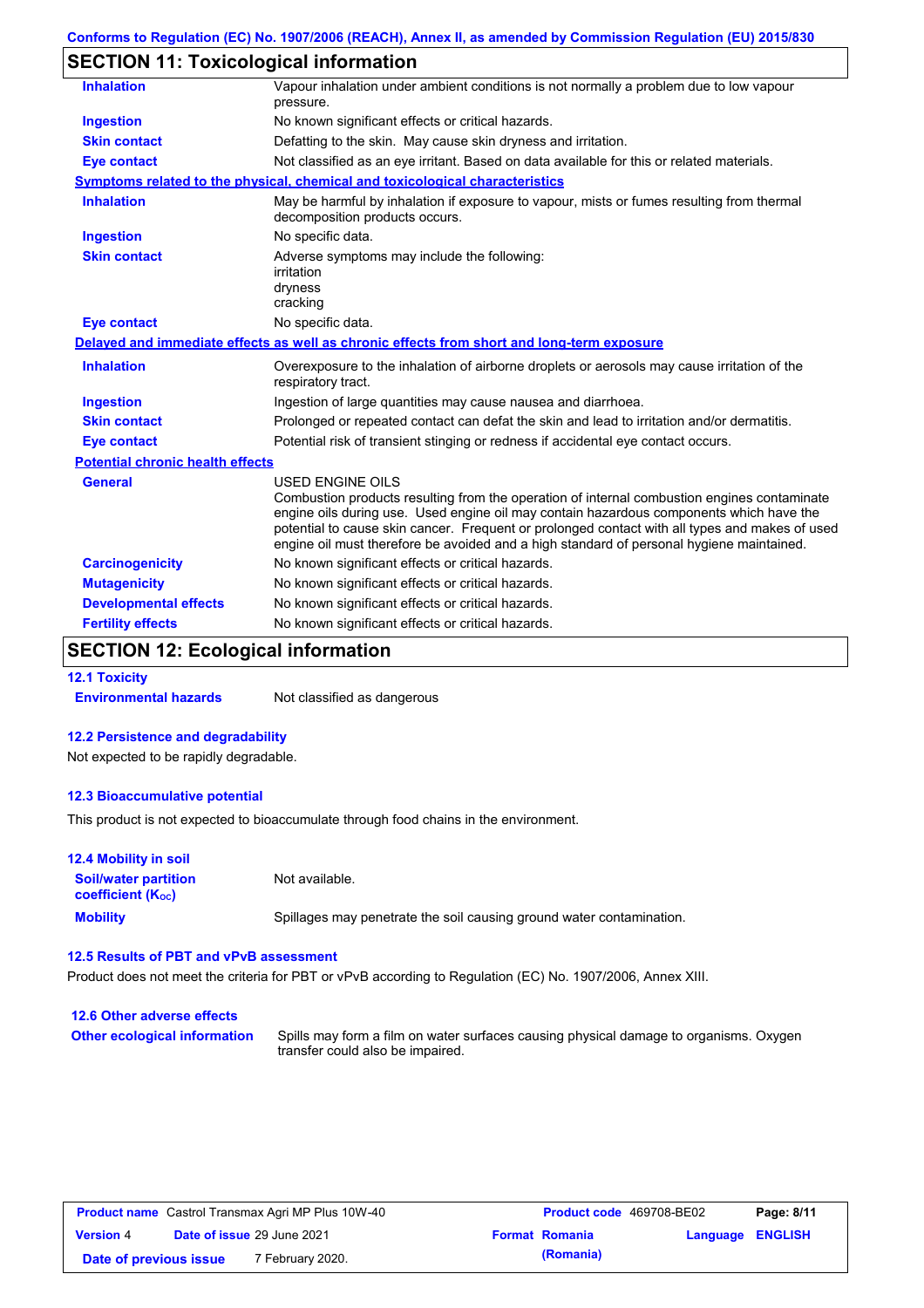## SECTION 11: Toxicological information

| | |
|---|---|
| **Inhalation** | Vapour inhalation under ambient conditions is not normally a problem due to low vapour pressure. |
| **Ingestion** | No known significant effects or critical hazards. |
| **Skin contact** | Defatting to the skin. May cause skin dryness and irritation. |
| **Eye contact** | Not classified as an eye irritant. Based on data available for this or related materials. |

**Symptoms related to the physical, chemical and toxicological characteristics**

| | |
|---|---|
| **Inhalation** | May be harmful by inhalation if exposure to vapour, mists or fumes resulting from thermal decomposition products occurs. |
| **Ingestion** | No specific data. |
| **Skin contact** | Adverse symptoms may include the following:<br>irritation<br>dryness<br>cracking |
| **Eye contact** | No specific data. |

**Delayed and immediate effects as well as chronic effects from short and long-term exposure**

| | |
|---|---|
| **Inhalation** | Overexposure to the inhalation of airborne droplets or aerosols may cause irritation of the respiratory tract. |
| **Ingestion** | Ingestion of large quantities may cause nausea and diarrhoea. |
| **Skin contact** | Prolonged or repeated contact can defat the skin and lead to irritation and/or dermatitis. |
| **Eye contact** | Potential risk of transient stinging or redness if accidental eye contact occurs. |

**Potential chronic health effects**

| | |
|---|---|
| **General** | USED ENGINE OILS<br>Combustion products resulting from the operation of internal combustion engines contaminate engine oils during use. Used engine oil may contain hazardous components which have the potential to cause skin cancer. Frequent or prolonged contact with all types and makes of used engine oil must therefore be avoided and a high standard of personal hygiene maintained. |
| **Carcinogenicity** | No known significant effects or critical hazards. |
| **Mutagenicity** | No known significant effects or critical hazards. |
| **Developmental effects** | No known significant effects or critical hazards. |
| **Fertility effects** | No known significant effects or critical hazards. |

## SECTION 12: Ecological information

### 12.1 Toxicity

**Environmental hazards** Not classified as dangerous

### 12.2 Persistence and degradability

Not expected to be rapidly degradable.

### 12.3 Bioaccumulative potential

This product is not expected to bioaccumulate through food chains in the environment.

### 12.4 Mobility in soil

| | |
|---|---|
| **Soil/water partition coefficient ($K_{OC}$)** | Not available. |
| **Mobility** | Spillages may penetrate the soil causing ground water contamination. |

### 12.5 Results of PBT and vPvB assessment

Product does not meet the criteria for PBT or vPvB according to Regulation (EC) No. 1907/2006, Annex XIII.

### 12.6 Other adverse effects

**Other ecological information** Spills may form a film on water surfaces causing physical damage to organisms. Oxygen transfer could also be impaired.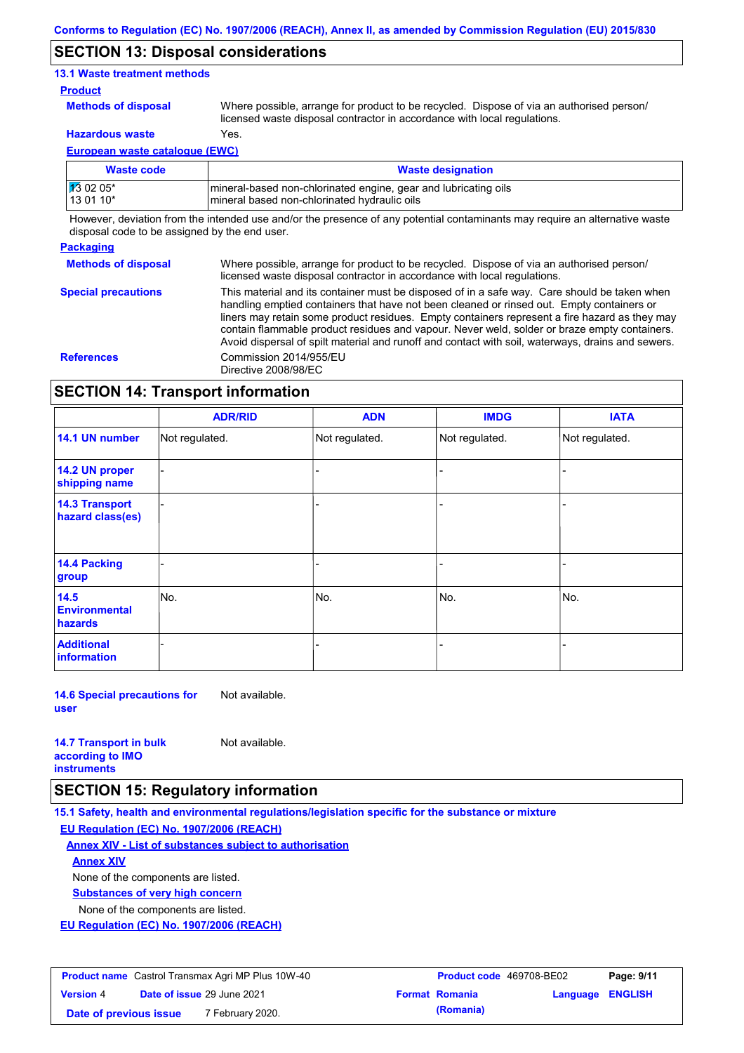Conforms to Regulation (EC) No. 1907/2006 (REACH), Annex II, as amended by Commission Regulation (EU) 2015/830

## SECTION 13: Disposal considerations

### 13.1 Waste treatment methods

**Product**

**Methods of disposal** Where possible, arrange for product to be recycled. Dispose of via an authorised person/ licensed waste disposal contractor in accordance with local regulations.

**Hazardous waste** Yes.

**European waste catalogue (EWC)**

| Waste code | Waste designation |
|---|---|
| 13 02 05*<br>13 01 10* | mineral-based non-chlorinated engine, gear and lubricating oils<br>mineral based non-chlorinated hydraulic oils |

However, deviation from the intended use and/or the presence of any potential contaminants may require an alternative waste disposal code to be assigned by the end user.

**Packaging**

**Methods of disposal** Where possible, arrange for product to be recycled. Dispose of via an authorised person/ licensed waste disposal contractor in accordance with local regulations.

**Special precautions** This material and its container must be disposed of in a safe way. Care should be taken when handling emptied containers that have not been cleaned or rinsed out. Empty containers or liners may retain some product residues. Empty containers represent a fire hazard as they may contain flammable product residues and vapour. Never weld, solder or braze empty containers. Avoid dispersal of spilt material and runoff and contact with soil, waterways, drains and sewers.

**References** Commission 2014/955/EU
Directive 2008/98/EC

## SECTION 14: Transport information

| | ADR/RID | ADN | IMDG | IATA |
|---|---|---|---|---|
| **14.1 UN number** | Not regulated. | Not regulated. | Not regulated. | Not regulated. |
| **14.2 UN proper shipping name** | - | - | - | - |
| **14.3 Transport hazard class(es)** | - | - | - | - |
| **14.4 Packing group** | - | - | - | - |
| **14.5 Environmental hazards** | No. | No. | No. | No. |
| **Additional information** | - | - | - | - |

**14.6 Special precautions for user** Not available.

**14.7 Transport in bulk according to IMO instruments** Not available.

## SECTION 15: Regulatory information

**15.1 Safety, health and environmental regulations/legislation specific for the substance or mixture**

**EU Regulation (EC) No. 1907/2006 (REACH)**

**Annex XIV - List of substances subject to authorisation**

**Annex XIV**

None of the components are listed.

**Substances of very high concern**

None of the components are listed.

**EU Regulation (EC) No. 1907/2006 (REACH)**

| **Product name** Castrol Transmax Agri MP Plus 10W-40 | **Product code** 469708-BE02 | **Page:** 9/11 |
|---|---|---|
| **Version** 4 **Date of issue** 29 June 2021 | **Format** Romania (Romania) | **Language** ENGLISH |
| **Date of previous issue** 7 February 2020. | | |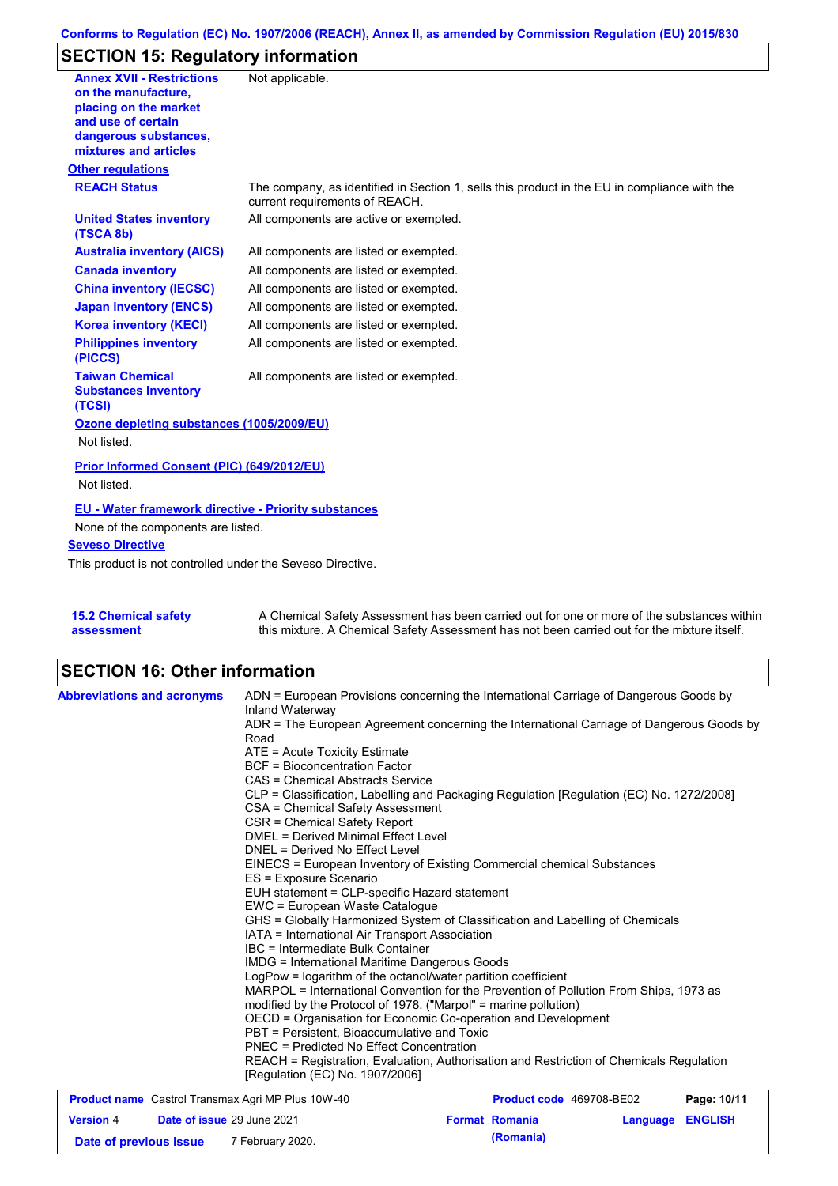## SECTION 15: Regulatory information

| | |
|---|---|
| **Annex XVII - Restrictions on the manufacture, placing on the market and use of certain dangerous substances, mixtures and articles** | Not applicable. |

**Other regulations**

| | |
|---|---|
| **REACH Status** | The company, as identified in Section 1, sells this product in the EU in compliance with the current requirements of REACH. |
| **United States inventory (TSCA 8b)** | All components are active or exempted. |
| **Australia inventory (AICS)** | All components are listed or exempted. |
| **Canada inventory** | All components are listed or exempted. |
| **China inventory (IECSC)** | All components are listed or exempted. |
| **Japan inventory (ENCS)** | All components are listed or exempted. |
| **Korea inventory (KECI)** | All components are listed or exempted. |
| **Philippines inventory (PICCS)** | All components are listed or exempted. |
| **Taiwan Chemical Substances Inventory (TCSI)** | All components are listed or exempted. |

**Ozone depleting substances (1005/2009/EU)**

Not listed.

**Prior Informed Consent (PIC) (649/2012/EU)**

Not listed.

**EU - Water framework directive - Priority substances**

None of the components are listed.

**Seveso Directive**

This product is not controlled under the Seveso Directive.

| | |
|---|---|
| **15.2 Chemical safety assessment** | A Chemical Safety Assessment has been carried out for one or more of the substances within this mixture. A Chemical Safety Assessment has not been carried out for the mixture itself. |

## SECTION 16: Other information

**Abbreviations and acronyms**

ADN = European Provisions concerning the International Carriage of Dangerous Goods by Inland Waterway
ADR = The European Agreement concerning the International Carriage of Dangerous Goods by Road
ATE = Acute Toxicity Estimate
BCF = Bioconcentration Factor
CAS = Chemical Abstracts Service
CLP = Classification, Labelling and Packaging Regulation [Regulation (EC) No. 1272/2008]
CSA = Chemical Safety Assessment
CSR = Chemical Safety Report
DMEL = Derived Minimal Effect Level
DNEL = Derived No Effect Level
EINECS = European Inventory of Existing Commercial chemical Substances
ES = Exposure Scenario
EUH statement = CLP-specific Hazard statement
EWC = European Waste Catalogue
GHS = Globally Harmonized System of Classification and Labelling of Chemicals
IATA = International Air Transport Association
IBC = Intermediate Bulk Container
IMDG = International Maritime Dangerous Goods
LogPow = logarithm of the octanol/water partition coefficient
MARPOL = International Convention for the Prevention of Pollution From Ships, 1973 as modified by the Protocol of 1978. ("Marpol" = marine pollution)
OECD = Organisation for Economic Co-operation and Development
PBT = Persistent, Bioaccumulative and Toxic
PNEC = Predicted No Effect Concentration
REACH = Registration, Evaluation, Authorisation and Restriction of Chemicals Regulation [Regulation (EC) No. 1907/2006]

| | | | |
|---|---|---|---|
| **Product name** Castrol Transmax Agri MP Plus 10W-40 | | **Product code** 469708-BE02 | |
| **Version** 4 | **Date of issue** 29 June 2021 | **Format** Romania (Romania) | **Language** ENGLISH |
| **Date of previous issue** | 7 February 2020. | | |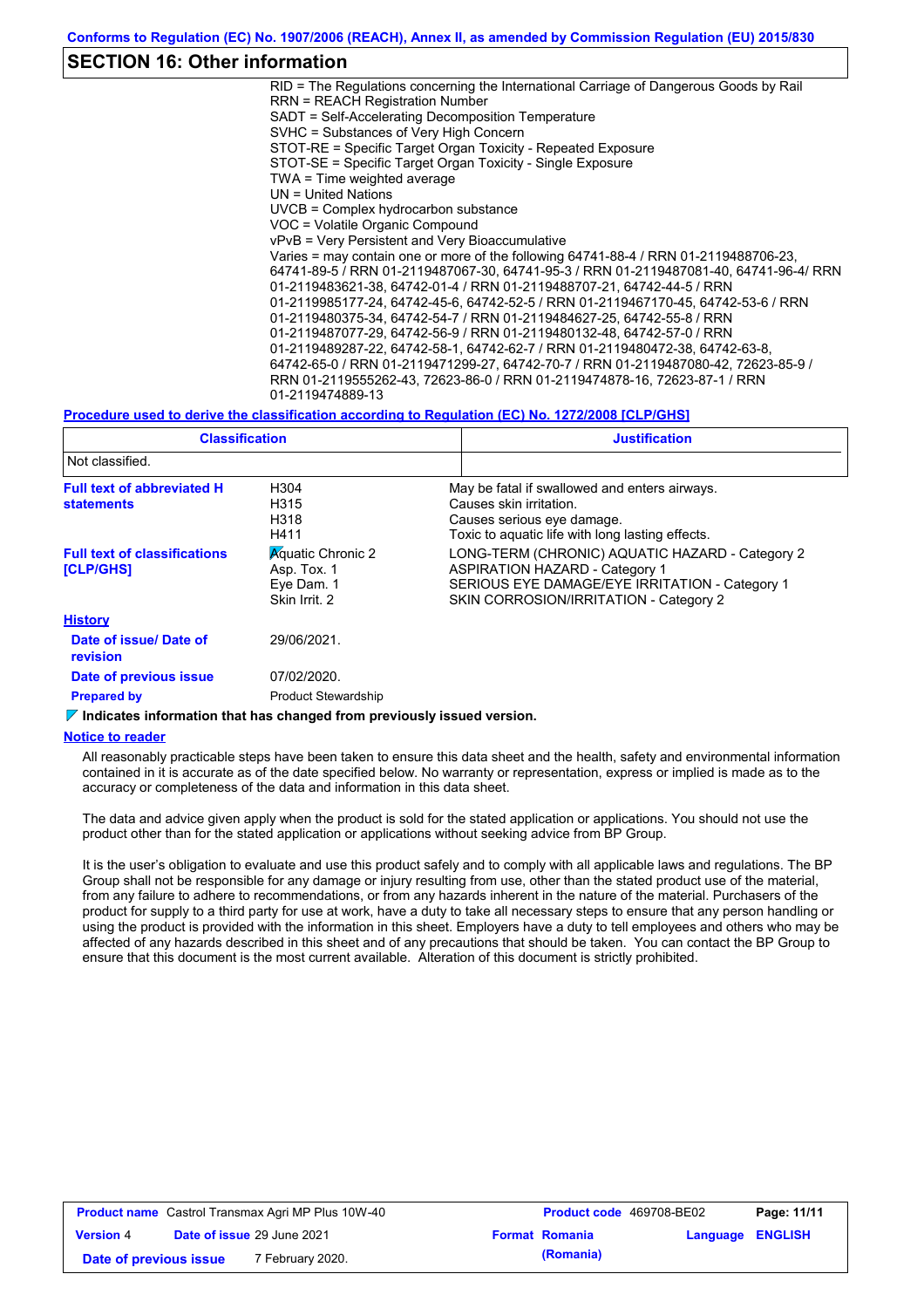## SECTION 16: Other information

RID = The Regulations concerning the International Carriage of Dangerous Goods by Rail
RRN = REACH Registration Number
SADT = Self-Accelerating Decomposition Temperature
SVHC = Substances of Very High Concern
STOT-RE = Specific Target Organ Toxicity - Repeated Exposure
STOT-SE = Specific Target Organ Toxicity - Single Exposure
TWA = Time weighted average
UN = United Nations
UVCB = Complex hydrocarbon substance
VOC = Volatile Organic Compound
vPvB = Very Persistent and Very Bioaccumulative
Varies = may contain one or more of the following 64741-88-4 / RRN 01-2119488706-23, 64741-89-5 / RRN 01-2119487067-30, 64741-95-3 / RRN 01-2119487081-40, 64741-96-4/ RRN 01-2119483621-38, 64742-01-4 / RRN 01-2119488707-21, 64742-44-5 / RRN 01-2119985177-24, 64742-45-6, 64742-52-5 / RRN 01-2119467170-45, 64742-53-6 / RRN 01-2119480375-34, 64742-54-7 / RRN 01-2119484627-25, 64742-55-8 / RRN 01-2119487077-29, 64742-56-9 / RRN 01-2119480132-48, 64742-57-0 / RRN 01-2119489287-22, 64742-58-1, 64742-62-7 / RRN 01-2119480472-38, 64742-63-8, 64742-65-0 / RRN 01-2119471299-27, 64742-70-7 / RRN 01-2119487080-42, 72623-85-9 / RRN 01-2119555262-43, 72623-86-0 / RRN 01-2119474878-16, 72623-87-1 / RRN 01-2119474889-13

**Procedure used to derive the classification according to Regulation (EC) No. 1272/2008 [CLP/GHS]**

| Classification | Justification |
|---|---|
| Not classified. | |

**Full text of abbreviated H statements**

| | |
|---|---|
| H304 | May be fatal if swallowed and enters airways. |
| H315 | Causes skin irritation. |
| H318 | Causes serious eye damage. |
| H411 | Toxic to aquatic life with long lasting effects. |

**Full text of classifications [CLP/GHS]**

| | |
|---|---|
| Aquatic Chronic 2 | LONG-TERM (CHRONIC) AQUATIC HAZARD - Category 2 |
| Asp. Tox. 1 | ASPIRATION HAZARD - Category 1 |
| Eye Dam. 1 | SERIOUS EYE DAMAGE/EYE IRRITATION - Category 1 |
| Skin Irrit. 2 | SKIN CORROSION/IRRITATION - Category 2 |

**History**

**Date of issue/ Date of revision**: 29/06/2021.

**Date of previous issue**: 07/02/2020.

**Prepared by**: Product Stewardship

**Indicates information that has changed from previously issued version.**

**Notice to reader**

All reasonably practicable steps have been taken to ensure this data sheet and the health, safety and environmental information contained in it is accurate as of the date specified below. No warranty or representation, express or implied is made as to the accuracy or completeness of the data and information in this data sheet.

The data and advice given apply when the product is sold for the stated application or applications. You should not use the product other than for the stated application or applications without seeking advice from BP Group.

It is the user's obligation to evaluate and use this product safely and to comply with all applicable laws and regulations. The BP Group shall not be responsible for any damage or injury resulting from use, other than the stated product use of the material, from any failure to adhere to recommendations, or from any hazards inherent in the nature of the material. Purchasers of the product for supply to a third party for use at work, have a duty to take all necessary steps to ensure that any person handling or using the product is provided with the information in this sheet. Employers have a duty to tell employees and others who may be affected of any hazards described in this sheet and of any precautions that should be taken. You can contact the BP Group to ensure that this document is the most current available. Alteration of this document is strictly prohibited.

| | | | |
|---|---|---|---|
| **Product name** Castrol Transmax Agri MP Plus 10W-40 | | **Product code** 469708-BE02 | |
| **Version** 4 | **Date of issue** 29 June 2021 | **Format** Romania (Romania) | **Language** ENGLISH |
| **Date of previous issue** | 7 February 2020. | | |